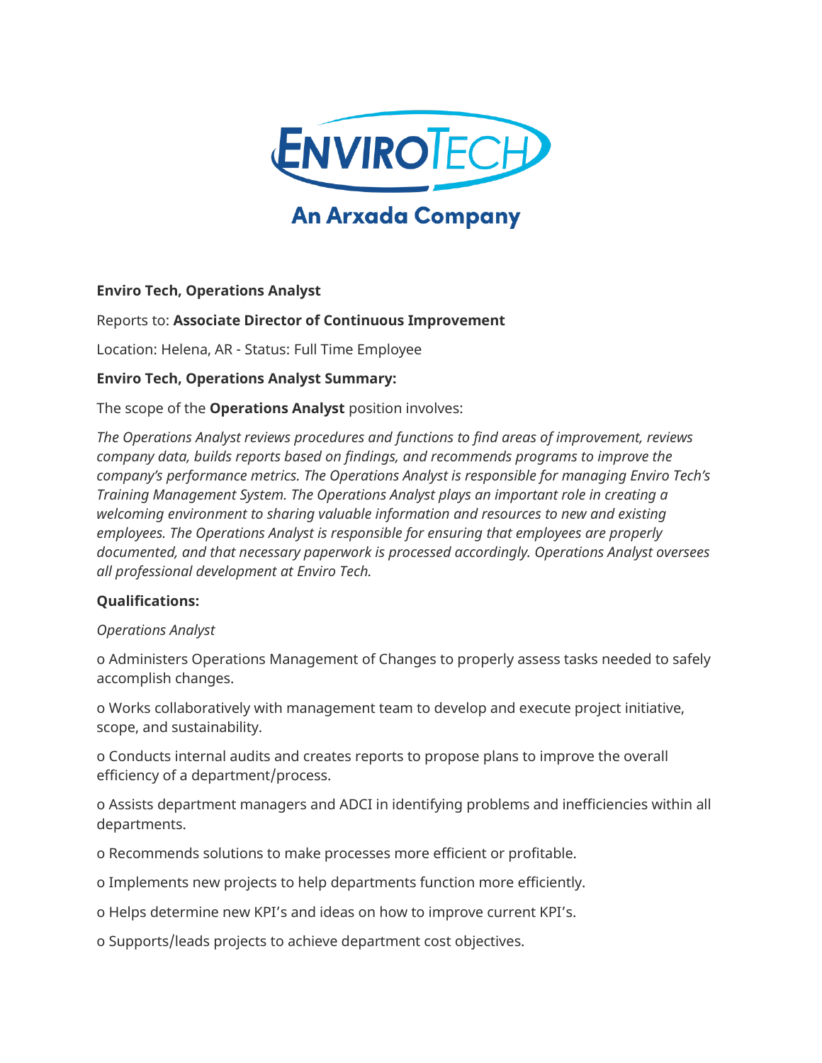EnviroTech

An Arxada Company

**Enviro Tech, Operations Analyst**

Reports to: **Associate Director of Continuous Improvement**

Location: Helena, AR - Status: Full Time Employee

**Enviro Tech, Operations Analyst Summary:**

The scope of the **Operations Analyst** position involves:

*The Operations Analyst reviews procedures and functions to find areas of improvement, reviews company data, builds reports based on findings, and recommends programs to improve the company's performance metrics. The Operations Analyst is responsible for managing Enviro Tech's Training Management System. The Operations Analyst plays an important role in creating a welcoming environment to sharing valuable information and resources to new and existing employees. The Operations Analyst is responsible for ensuring that employees are properly documented, and that necessary paperwork is processed accordingly. Operations Analyst oversees all professional development at Enviro Tech.*

**Qualifications:**

*Operations Analyst*

- Administers Operations Management of Changes to properly assess tasks needed to safely accomplish changes.
- Works collaboratively with management team to develop and execute project initiative, scope, and sustainability.
- Conducts internal audits and creates reports to propose plans to improve the overall efficiency of a department/process.
- Assists department managers and ADCI in identifying problems and inefficiencies within all departments.
- Recommends solutions to make processes more efficient or profitable.
- Implements new projects to help departments function more efficiently.
- Helps determine new KPI's and ideas on how to improve current KPI's.
- Supports/leads projects to achieve department cost objectives.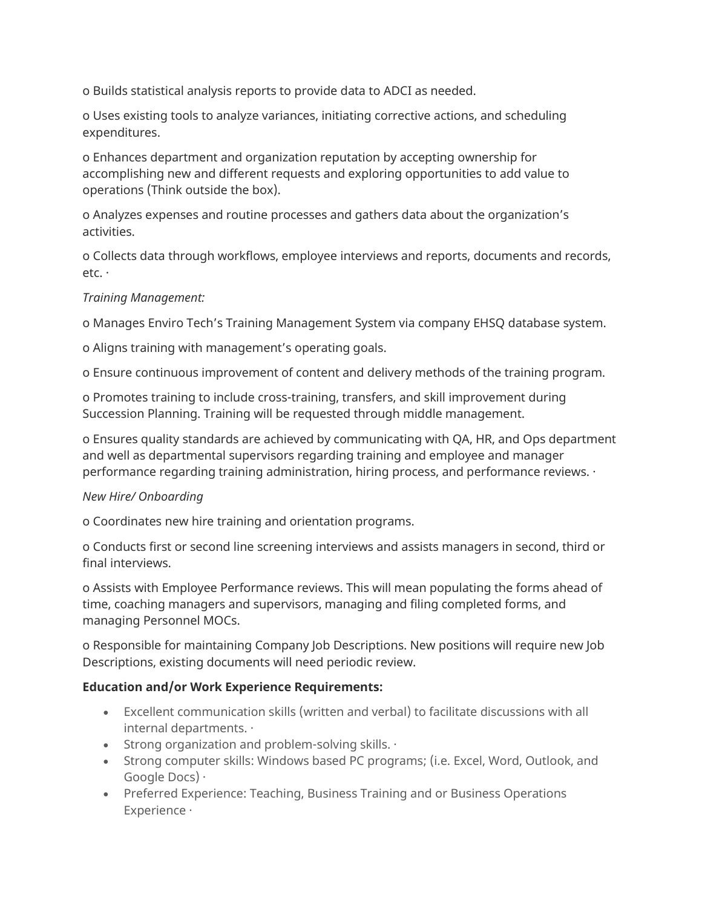o Builds statistical analysis reports to provide data to ADCI as needed.

o Uses existing tools to analyze variances, initiating corrective actions, and scheduling expenditures.

o Enhances department and organization reputation by accepting ownership for accomplishing new and different requests and exploring opportunities to add value to operations (Think outside the box).

o Analyzes expenses and routine processes and gathers data about the organization's activities.

o Collects data through workflows, employee interviews and reports, documents and records, etc. ·

*Training Management:*

o Manages Enviro Tech's Training Management System via company EHSQ database system.

o Aligns training with management's operating goals.

o Ensure continuous improvement of content and delivery methods of the training program.

o Promotes training to include cross-training, transfers, and skill improvement during Succession Planning. Training will be requested through middle management.

o Ensures quality standards are achieved by communicating with QA, HR, and Ops department and well as departmental supervisors regarding training and employee and manager performance regarding training administration, hiring process, and performance reviews. ·

*New Hire/ Onboarding*

o Coordinates new hire training and orientation programs.

o Conducts first or second line screening interviews and assists managers in second, third or final interviews.

o Assists with Employee Performance reviews. This will mean populating the forms ahead of time, coaching managers and supervisors, managing and filing completed forms, and managing Personnel MOCs.

o Responsible for maintaining Company Job Descriptions. New positions will require new Job Descriptions, existing documents will need periodic review.

**Education and/or Work Experience Requirements:**

- Excellent communication skills (written and verbal) to facilitate discussions with all internal departments. ·
- Strong organization and problem-solving skills. ·
- Strong computer skills: Windows based PC programs; (i.e. Excel, Word, Outlook, and Google Docs) ·
- Preferred Experience: Teaching, Business Training and or Business Operations Experience ·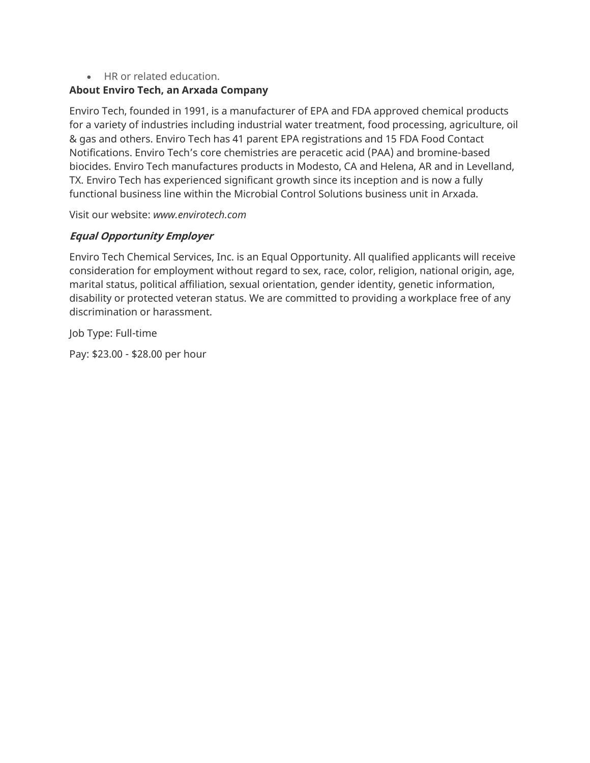- HR or related education.

**About Enviro Tech, an Arxada Company**

Enviro Tech, founded in 1991, is a manufacturer of EPA and FDA approved chemical products for a variety of industries including industrial water treatment, food processing, agriculture, oil & gas and others. Enviro Tech has 41 parent EPA registrations and 15 FDA Food Contact Notifications. Enviro Tech's core chemistries are peracetic acid (PAA) and bromine-based biocides. Enviro Tech manufactures products in Modesto, CA and Helena, AR and in Levelland, TX. Enviro Tech has experienced significant growth since its inception and is now a fully functional business line within the Microbial Control Solutions business unit in Arxada.

Visit our website: *www.envirotech.com*

***Equal Opportunity Employer***

Enviro Tech Chemical Services, Inc. is an Equal Opportunity. All qualified applicants will receive consideration for employment without regard to sex, race, color, religion, national origin, age, marital status, political affiliation, sexual orientation, gender identity, genetic information, disability or protected veteran status. We are committed to providing a workplace free of any discrimination or harassment.

Job Type: Full-time

Pay: $23.00 - $28.00 per hour